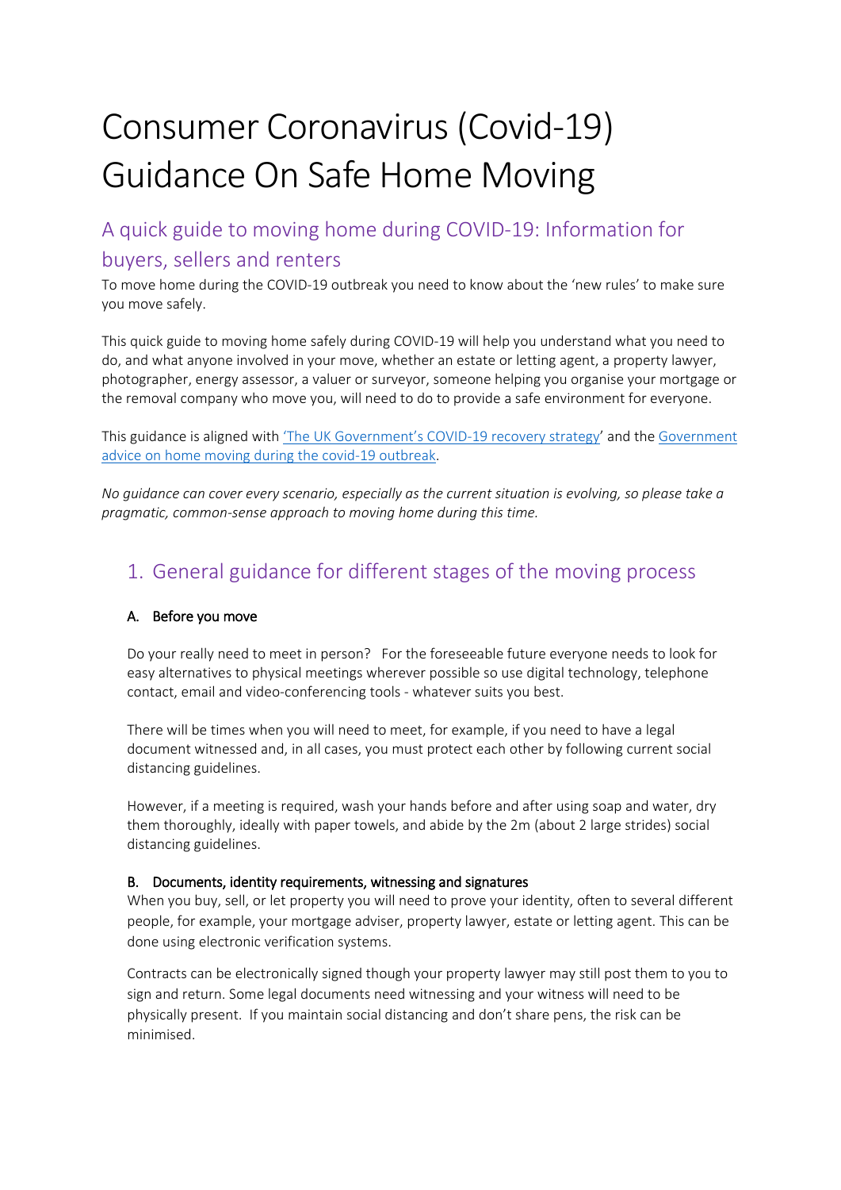# Consumer Coronavirus (Covid-19) Guidance On Safe Home Moving

## A quick guide to moving home during COVID-19: Information for buyers, sellers and renters

To move home during the COVID-19 outbreak you need to know about the 'new rules' to make sure you move safely.

This quick guide to moving home safely during COVID-19 will help you understand what you need to do, and what anyone involved in your move, whether an estate or letting agent, a property lawyer, photographer, energy assessor, a valuer or surveyor, someone helping you organise your mortgage or the removal company who move you, will need to do to provide a safe environment for everyone.

This guidance is aligned with 'The UK Government's COVID-19 recovery strategy' and the Government advice on home moving during the covid-19 outbreak.

*No guidance can cover every scenario, especially as the current situation is evolving, so please take a pragmatic, common-sense approach to moving home during this time.*

## 1. General guidance for different stages of the moving process

### A. Before you move

Do your really need to meet in person? For the foreseeable future everyone needs to look for easy alternatives to physical meetings wherever possible so use digital technology, telephone contact, email and video-conferencing tools - whatever suits you best.

There will be times when you will need to meet, for example, if you need to have a legal document witnessed and, in all cases, you must protect each other by following current social distancing guidelines.

However, if a meeting is required, wash your hands before and after using soap and water, dry them thoroughly, ideally with paper towels, and abide by the 2m (about 2 large strides) social distancing guidelines.

### B. Documents, identity requirements, witnessing and signatures

When you buy, sell, or let property you will need to prove your identity, often to several different people, for example, your mortgage adviser, property lawyer, estate or letting agent. This can be done using electronic verification systems.

Contracts can be electronically signed though your property lawyer may still post them to you to sign and return. Some legal documents need witnessing and your witness will need to be physically present. If you maintain social distancing and don't share pens, the risk can be minimised.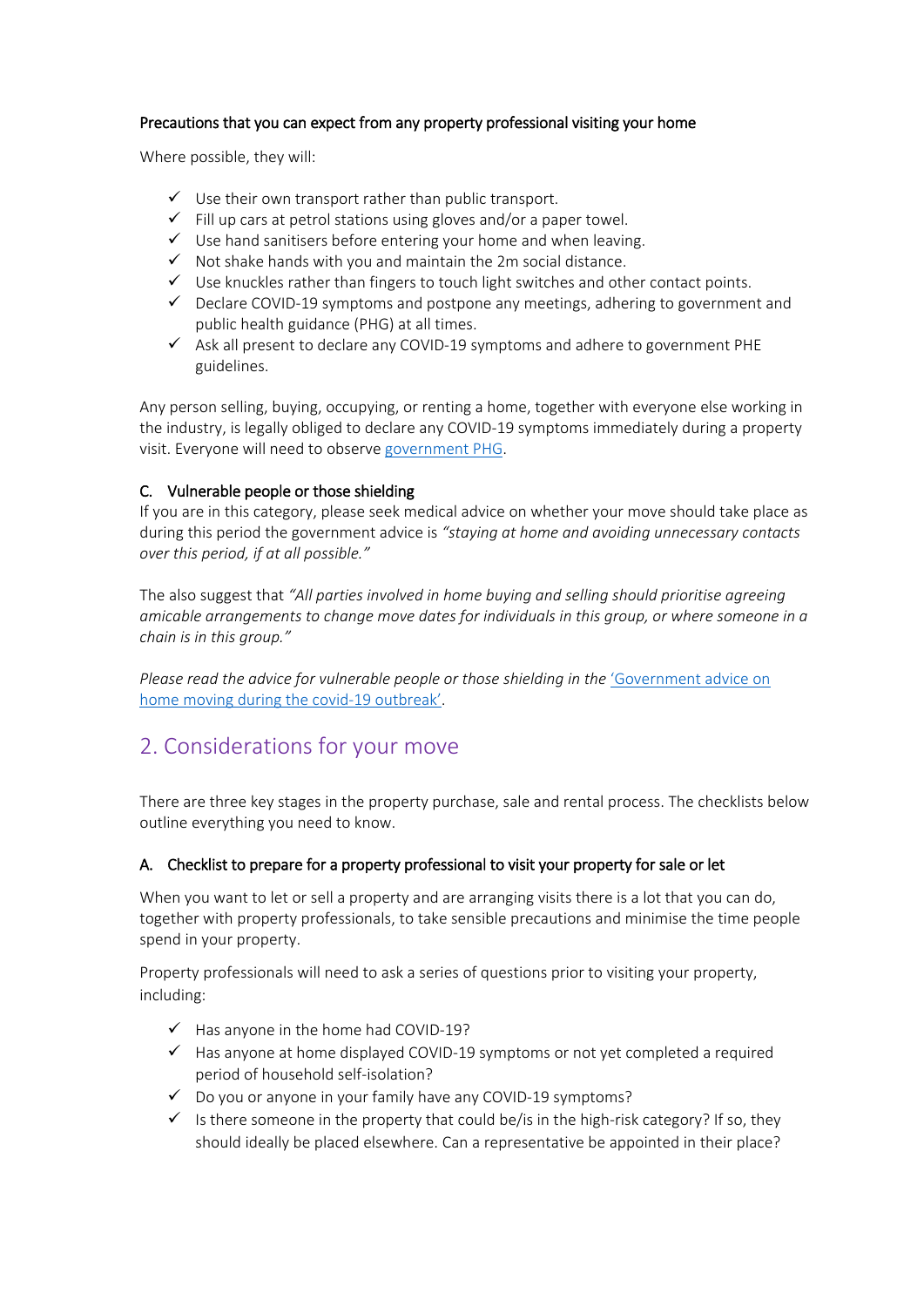**Precautions that you can expect from any property professional visiting your home**

Where possible, they will:

- ✓ Use their own transport rather than public transport.
- ✓ Fill up cars at petrol stations using gloves and/or a paper towel.
- ✓ Use hand sanitisers before entering your home and when leaving.
- ✓ Not shake hands with you and maintain the 2m social distance.
- ✓ Use knuckles rather than fingers to touch light switches and other contact points.
- ✓ Declare COVID-19 symptoms and postpone any meetings, adhering to government and public health guidance (PHG) at all times.
- ✓ Ask all present to declare any COVID-19 symptoms and adhere to government PHE guidelines.

Any person selling, buying, occupying, or renting a home, together with everyone else working in the industry, is legally obliged to declare any COVID-19 symptoms immediately during a property visit. Everyone will need to observe government PHG.

**C. Vulnerable people or those shielding**

If you are in this category, please seek medical advice on whether your move should take place as during this period the government advice is *"staying at home and avoiding unnecessary contacts over this period, if at all possible."*

The also suggest that *"All parties involved in home buying and selling should prioritise agreeing amicable arrangements to change move dates for individuals in this group, or where someone in a chain is in this group."*

*Please read the advice for vulnerable people or those shielding in the* 'Government advice on home moving during the covid-19 outbreak'.

## 2. Considerations for your move

There are three key stages in the property purchase, sale and rental process. The checklists below outline everything you need to know.

**A. Checklist to prepare for a property professional to visit your property for sale or let**

When you want to let or sell a property and are arranging visits there is a lot that you can do, together with property professionals, to take sensible precautions and minimise the time people spend in your property.

Property professionals will need to ask a series of questions prior to visiting your property, including:

- ✓ Has anyone in the home had COVID-19?
- ✓ Has anyone at home displayed COVID-19 symptoms or not yet completed a required period of household self-isolation?
- ✓ Do you or anyone in your family have any COVID-19 symptoms?
- ✓ Is there someone in the property that could be/is in the high-risk category? If so, they should ideally be placed elsewhere. Can a representative be appointed in their place?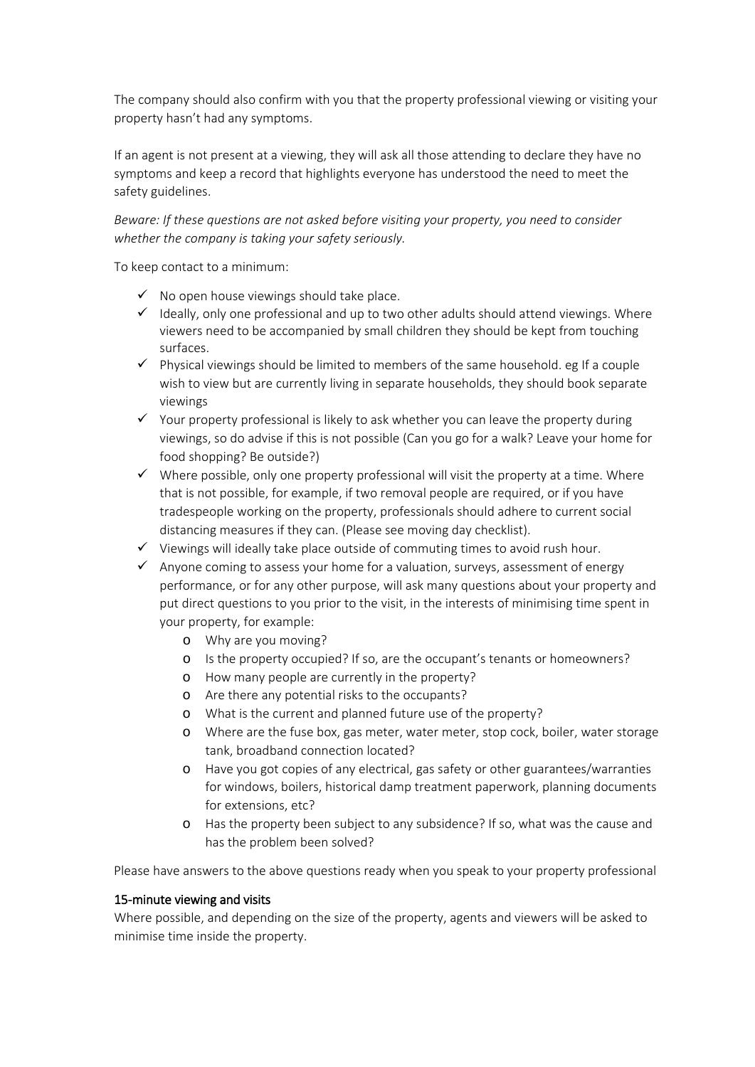The company should also confirm with you that the property professional viewing or visiting your property hasn't had any symptoms.

If an agent is not present at a viewing, they will ask all those attending to declare they have no symptoms and keep a record that highlights everyone has understood the need to meet the safety guidelines.

*Beware: If these questions are not asked before visiting your property, you need to consider whether the company is taking your safety seriously.*

To keep contact to a minimum:

- ✓ No open house viewings should take place.
- ✓ Ideally, only one professional and up to two other adults should attend viewings. Where viewers need to be accompanied by small children they should be kept from touching surfaces.
- ✓ Physical viewings should be limited to members of the same household. eg If a couple wish to view but are currently living in separate households, they should book separate viewings
- ✓ Your property professional is likely to ask whether you can leave the property during viewings, so do advise if this is not possible (Can you go for a walk? Leave your home for food shopping? Be outside?)
- ✓ Where possible, only one property professional will visit the property at a time. Where that is not possible, for example, if two removal people are required, or if you have tradespeople working on the property, professionals should adhere to current social distancing measures if they can. (Please see moving day checklist).
- ✓ Viewings will ideally take place outside of commuting times to avoid rush hour.
- ✓ Anyone coming to assess your home for a valuation, surveys, assessment of energy performance, or for any other purpose, will ask many questions about your property and put direct questions to you prior to the visit, in the interests of minimising time spent in your property, for example:
  - Why are you moving?
  - Is the property occupied? If so, are the occupant's tenants or homeowners?
  - How many people are currently in the property?
  - Are there any potential risks to the occupants?
  - What is the current and planned future use of the property?
  - Where are the fuse box, gas meter, water meter, stop cock, boiler, water storage tank, broadband connection located?
  - Have you got copies of any electrical, gas safety or other guarantees/warranties for windows, boilers, historical damp treatment paperwork, planning documents for extensions, etc?
  - Has the property been subject to any subsidence? If so, what was the cause and has the problem been solved?

Please have answers to the above questions ready when you speak to your property professional

### 15-minute viewing and visits

Where possible, and depending on the size of the property, agents and viewers will be asked to minimise time inside the property.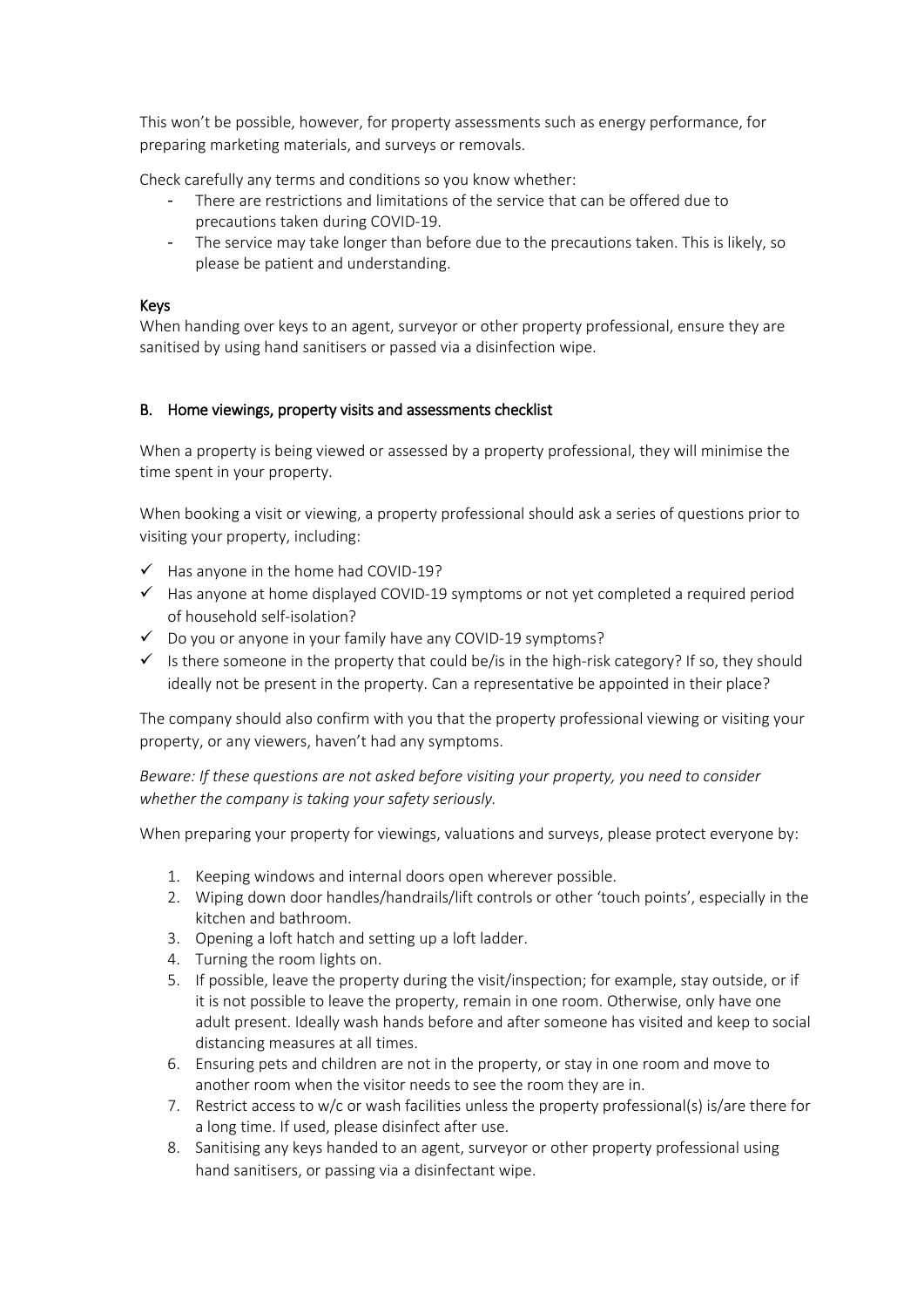This won't be possible, however, for property assessments such as energy performance, for preparing marketing materials, and surveys or removals.

Check carefully any terms and conditions so you know whether:

- There are restrictions and limitations of the service that can be offered due to precautions taken during COVID-19.
- The service may take longer than before due to the precautions taken. This is likely, so please be patient and understanding.

### Keys

When handing over keys to an agent, surveyor or other property professional, ensure they are sanitised by using hand sanitisers or passed via a disinfection wipe.

## B. Home viewings, property visits and assessments checklist

When a property is being viewed or assessed by a property professional, they will minimise the time spent in your property.

When booking a visit or viewing, a property professional should ask a series of questions prior to visiting your property, including:

- ✓ Has anyone in the home had COVID-19?
- ✓ Has anyone at home displayed COVID-19 symptoms or not yet completed a required period of household self-isolation?
- ✓ Do you or anyone in your family have any COVID-19 symptoms?
- ✓ Is there someone in the property that could be/is in the high-risk category? If so, they should ideally not be present in the property. Can a representative be appointed in their place?

The company should also confirm with you that the property professional viewing or visiting your property, or any viewers, haven't had any symptoms.

*Beware: If these questions are not asked before visiting your property, you need to consider whether the company is taking your safety seriously.*

When preparing your property for viewings, valuations and surveys, please protect everyone by:

1. Keeping windows and internal doors open wherever possible.
2. Wiping down door handles/handrails/lift controls or other 'touch points', especially in the kitchen and bathroom.
3. Opening a loft hatch and setting up a loft ladder.
4. Turning the room lights on.
5. If possible, leave the property during the visit/inspection; for example, stay outside, or if it is not possible to leave the property, remain in one room. Otherwise, only have one adult present. Ideally wash hands before and after someone has visited and keep to social distancing measures at all times.
6. Ensuring pets and children are not in the property, or stay in one room and move to another room when the visitor needs to see the room they are in.
7. Restrict access to w/c or wash facilities unless the property professional(s) is/are there for a long time. If used, please disinfect after use.
8. Sanitising any keys handed to an agent, surveyor or other property professional using hand sanitisers, or passing via a disinfectant wipe.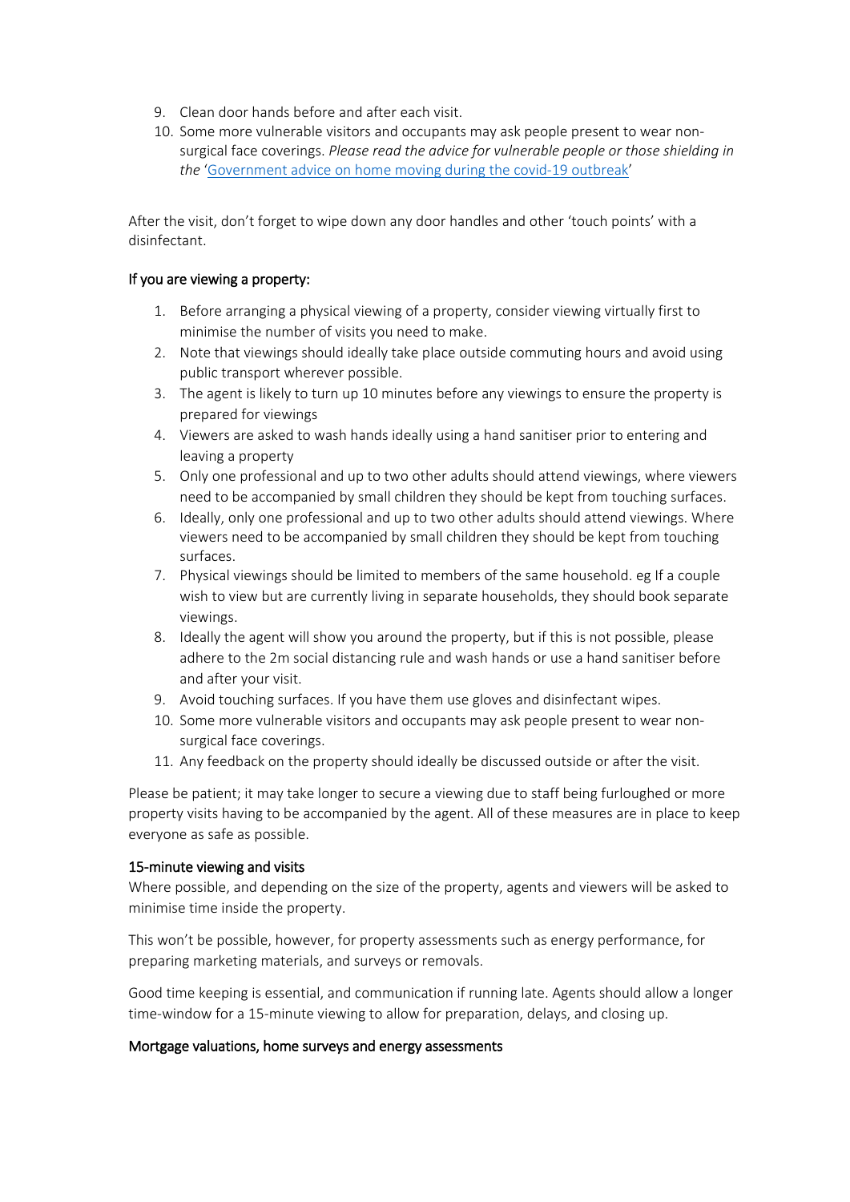9. Clean door hands before and after each visit.
10. Some more vulnerable visitors and occupants may ask people present to wear non-surgical face coverings. *Please read the advice for vulnerable people or those shielding in the* '[Government advice on home moving during the covid-19 outbreak](#)'

After the visit, don't forget to wipe down any door handles and other 'touch points' with a disinfectant.

### If you are viewing a property:

1. Before arranging a physical viewing of a property, consider viewing virtually first to minimise the number of visits you need to make.
2. Note that viewings should ideally take place outside commuting hours and avoid using public transport wherever possible.
3. The agent is likely to turn up 10 minutes before any viewings to ensure the property is prepared for viewings
4. Viewers are asked to wash hands ideally using a hand sanitiser prior to entering and leaving a property
5. Only one professional and up to two other adults should attend viewings, where viewers need to be accompanied by small children they should be kept from touching surfaces.
6. Ideally, only one professional and up to two other adults should attend viewings. Where viewers need to be accompanied by small children they should be kept from touching surfaces.
7. Physical viewings should be limited to members of the same household. eg If a couple wish to view but are currently living in separate households, they should book separate viewings.
8. Ideally the agent will show you around the property, but if this is not possible, please adhere to the 2m social distancing rule and wash hands or use a hand sanitiser before and after your visit.
9. Avoid touching surfaces. If you have them use gloves and disinfectant wipes.
10. Some more vulnerable visitors and occupants may ask people present to wear non-surgical face coverings.
11. Any feedback on the property should ideally be discussed outside or after the visit.

Please be patient; it may take longer to secure a viewing due to staff being furloughed or more property visits having to be accompanied by the agent. All of these measures are in place to keep everyone as safe as possible.

### 15-minute viewing and visits

Where possible, and depending on the size of the property, agents and viewers will be asked to minimise time inside the property.

This won't be possible, however, for property assessments such as energy performance, for preparing marketing materials, and surveys or removals.

Good time keeping is essential, and communication if running late. Agents should allow a longer time-window for a 15-minute viewing to allow for preparation, delays, and closing up.

### Mortgage valuations, home surveys and energy assessments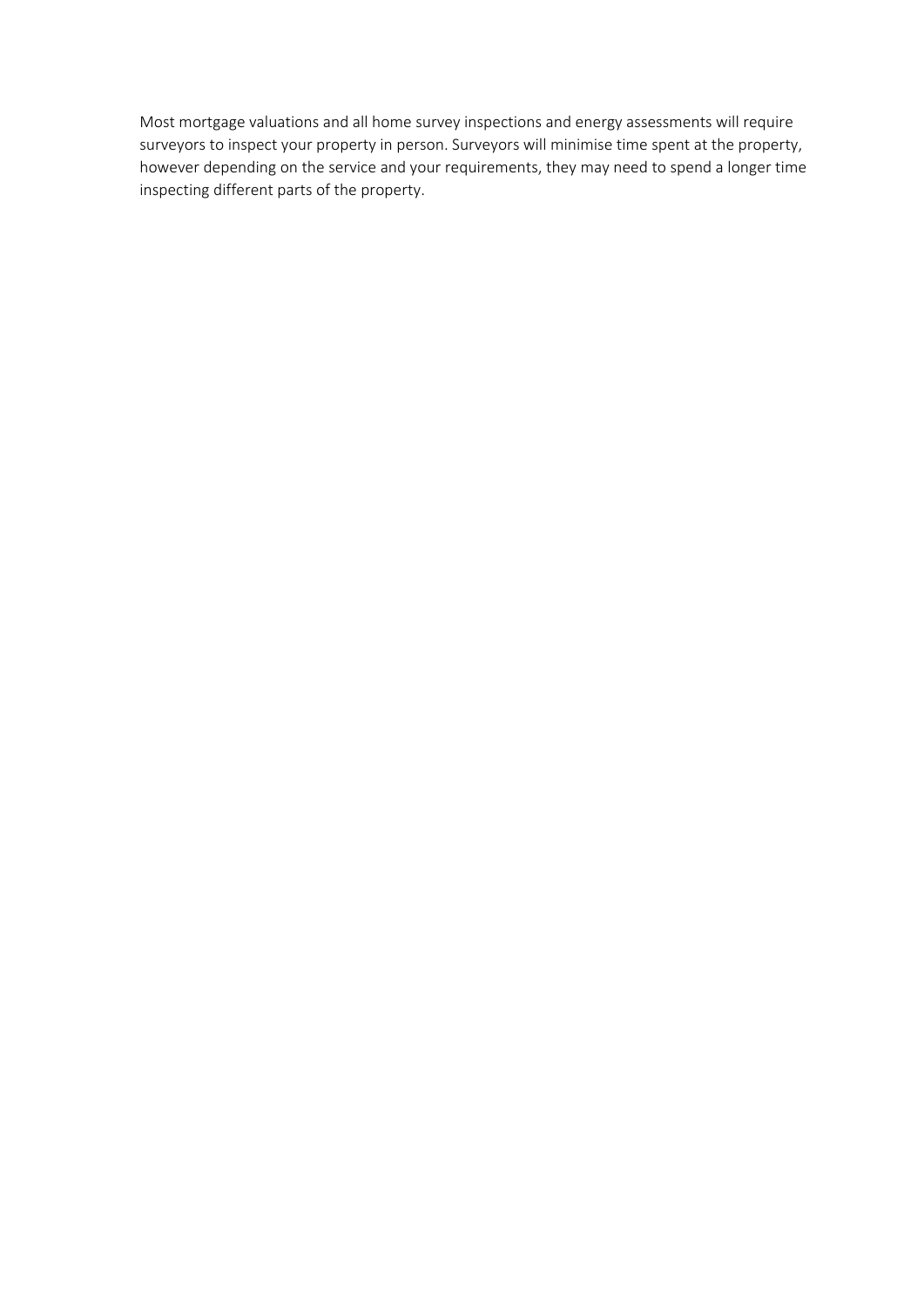Most mortgage valuations and all home survey inspections and energy assessments will require surveyors to inspect your property in person. Surveyors will minimise time spent at the property, however depending on the service and your requirements, they may need to spend a longer time inspecting different parts of the property.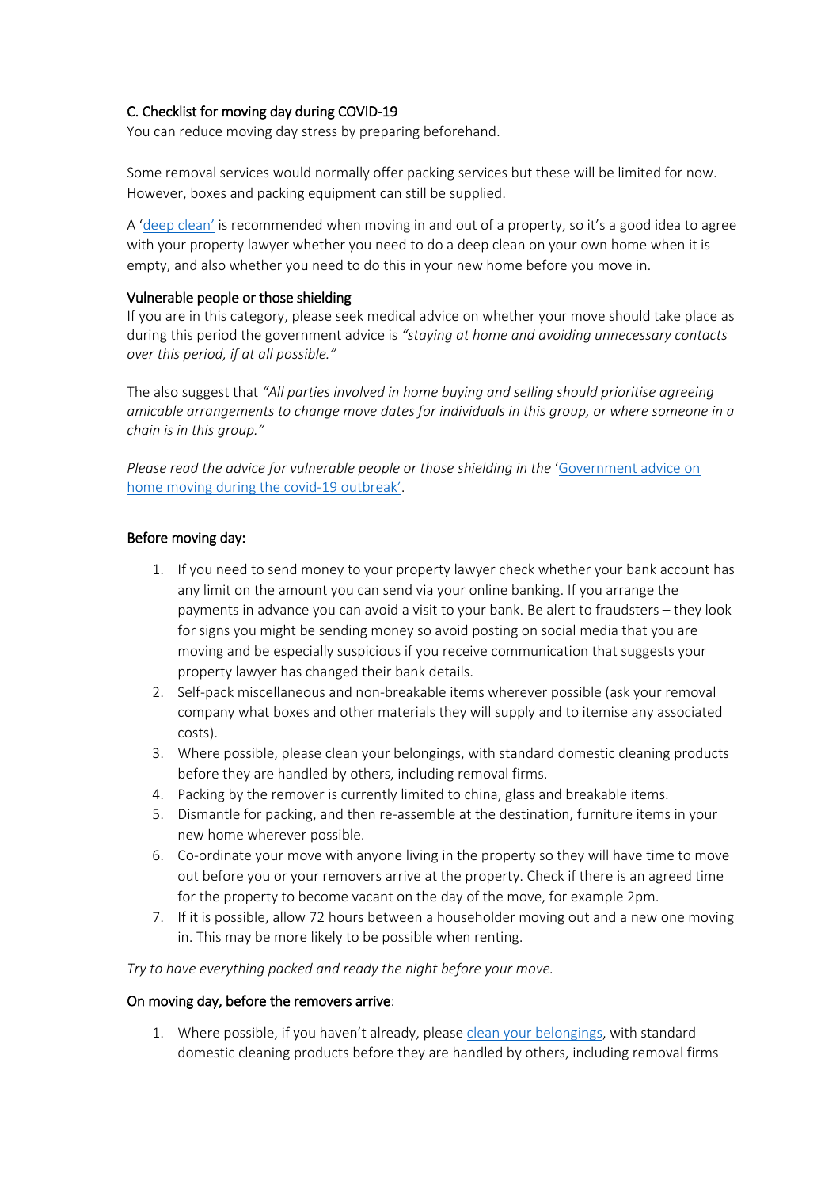### C. Checklist for moving day during COVID-19

You can reduce moving day stress by preparing beforehand.

Some removal services would normally offer packing services but these will be limited for now. However, boxes and packing equipment can still be supplied.

A 'deep clean' is recommended when moving in and out of a property, so it's a good idea to agree with your property lawyer whether you need to do a deep clean on your own home when it is empty, and also whether you need to do this in your new home before you move in.

#### Vulnerable people or those shielding

If you are in this category, please seek medical advice on whether your move should take place as during this period the government advice is *"staying at home and avoiding unnecessary contacts over this period, if at all possible."*

The also suggest that *"All parties involved in home buying and selling should prioritise agreeing amicable arrangements to change move dates for individuals in this group, or where someone in a chain is in this group."*

*Please read the advice for vulnerable people or those shielding in the* 'Government advice on home moving during the covid-19 outbreak'.

#### Before moving day:

1. If you need to send money to your property lawyer check whether your bank account has any limit on the amount you can send via your online banking. If you arrange the payments in advance you can avoid a visit to your bank. Be alert to fraudsters – they look for signs you might be sending money so avoid posting on social media that you are moving and be especially suspicious if you receive communication that suggests your property lawyer has changed their bank details.
2. Self-pack miscellaneous and non-breakable items wherever possible (ask your removal company what boxes and other materials they will supply and to itemise any associated costs).
3. Where possible, please clean your belongings, with standard domestic cleaning products before they are handled by others, including removal firms.
4. Packing by the remover is currently limited to china, glass and breakable items.
5. Dismantle for packing, and then re-assemble at the destination, furniture items in your new home wherever possible.
6. Co-ordinate your move with anyone living in the property so they will have time to move out before you or your removers arrive at the property. Check if there is an agreed time for the property to become vacant on the day of the move, for example 2pm.
7. If it is possible, allow 72 hours between a householder moving out and a new one moving in. This may be more likely to be possible when renting.

*Try to have everything packed and ready the night before your move.*

#### On moving day, before the removers arrive:

1. Where possible, if you haven't already, please clean your belongings, with standard domestic cleaning products before they are handled by others, including removal firms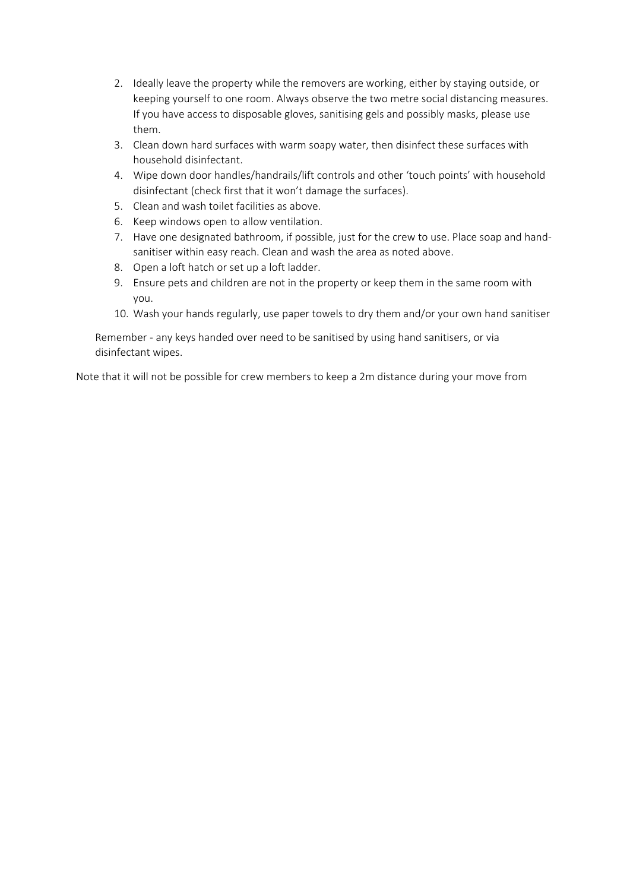2. Ideally leave the property while the removers are working, either by staying outside, or keeping yourself to one room. Always observe the two metre social distancing measures. If you have access to disposable gloves, sanitising gels and possibly masks, please use them.
3. Clean down hard surfaces with warm soapy water, then disinfect these surfaces with household disinfectant.
4. Wipe down door handles/handrails/lift controls and other 'touch points' with household disinfectant (check first that it won't damage the surfaces).
5. Clean and wash toilet facilities as above.
6. Keep windows open to allow ventilation.
7. Have one designated bathroom, if possible, just for the crew to use. Place soap and hand-sanitiser within easy reach. Clean and wash the area as noted above.
8. Open a loft hatch or set up a loft ladder.
9. Ensure pets and children are not in the property or keep them in the same room with you.
10. Wash your hands regularly, use paper towels to dry them and/or your own hand sanitiser

Remember - any keys handed over need to be sanitised by using hand sanitisers, or via disinfectant wipes.

Note that it will not be possible for crew members to keep a 2m distance during your move from